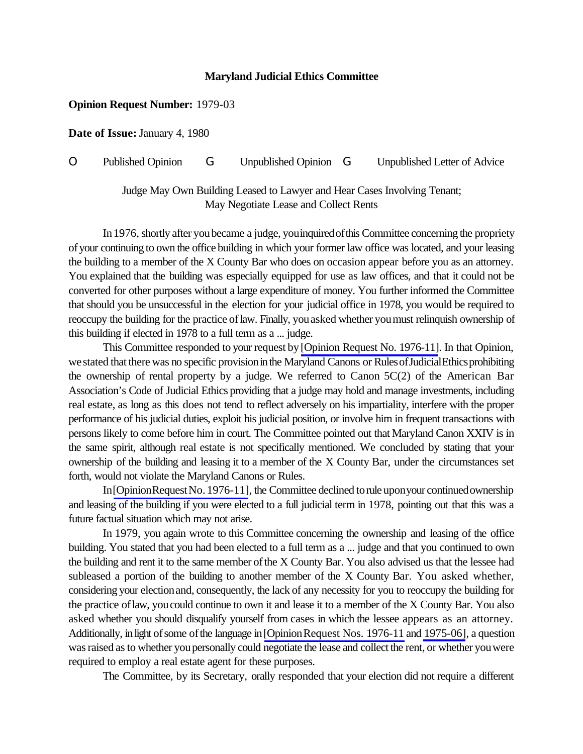**Maryland Judicial Ethics Committee**

**Opinion Request Number:** 1979-03

**Date of Issue:** January 4, 1980

O Published Opinion G Unpublished Opinion G Unpublished Letter of Advice

Judge May Own Building Leased to Lawyer and Hear Cases Involving Tenant;
May Negotiate Lease and Collect Rents

In 1976, shortly after you became a judge, you inquired of this Committee concerning the propriety of your continuing to own the office building in which your former law office was located, and your leasing the building to a member of the X County Bar who does on occasion appear before you as an attorney. You explained that the building was especially equipped for use as law offices, and that it could not be converted for other purposes without a large expenditure of money. You further informed the Committee that should you be unsuccessful in the election for your judicial office in 1978, you would be required to reoccupy the building for the practice of law. Finally, you asked whether you must relinquish ownership of this building if elected in 1978 to a full term as a ... judge.

This Committee responded to your request by [Opinion Request No. 1976-11]. In that Opinion, we stated that there was no specific provision in the Maryland Canons or Rules of Judicial Ethics prohibiting the ownership of rental property by a judge. We referred to Canon 5C(2) of the American Bar Association's Code of Judicial Ethics providing that a judge may hold and manage investments, including real estate, as long as this does not tend to reflect adversely on his impartiality, interfere with the proper performance of his judicial duties, exploit his judicial position, or involve him in frequent transactions with persons likely to come before him in court. The Committee pointed out that Maryland Canon XXIV is in the same spirit, although real estate is not specifically mentioned. We concluded by stating that your ownership of the building and leasing it to a member of the X County Bar, under the circumstances set forth, would not violate the Maryland Canons or Rules.

In [Opinion Request No. 1976-11], the Committee declined to rule upon your continued ownership and leasing of the building if you were elected to a full judicial term in 1978, pointing out that this was a future factual situation which may not arise.

In 1979, you again wrote to this Committee concerning the ownership and leasing of the office building. You stated that you had been elected to a full term as a ... judge and that you continued to own the building and rent it to the same member of the X County Bar. You also advised us that the lessee had subleased a portion of the building to another member of the X County Bar. You asked whether, considering your election and, consequently, the lack of any necessity for you to reoccupy the building for the practice of law, you could continue to own it and lease it to a member of the X County Bar. You also asked whether you should disqualify yourself from cases in which the lessee appears as an attorney. Additionally, in light of some of the language in [Opinion Request Nos. 1976-11 and 1975-06], a question was raised as to whether you personally could negotiate the lease and collect the rent, or whether you were required to employ a real estate agent for these purposes.

The Committee, by its Secretary, orally responded that your election did not require a different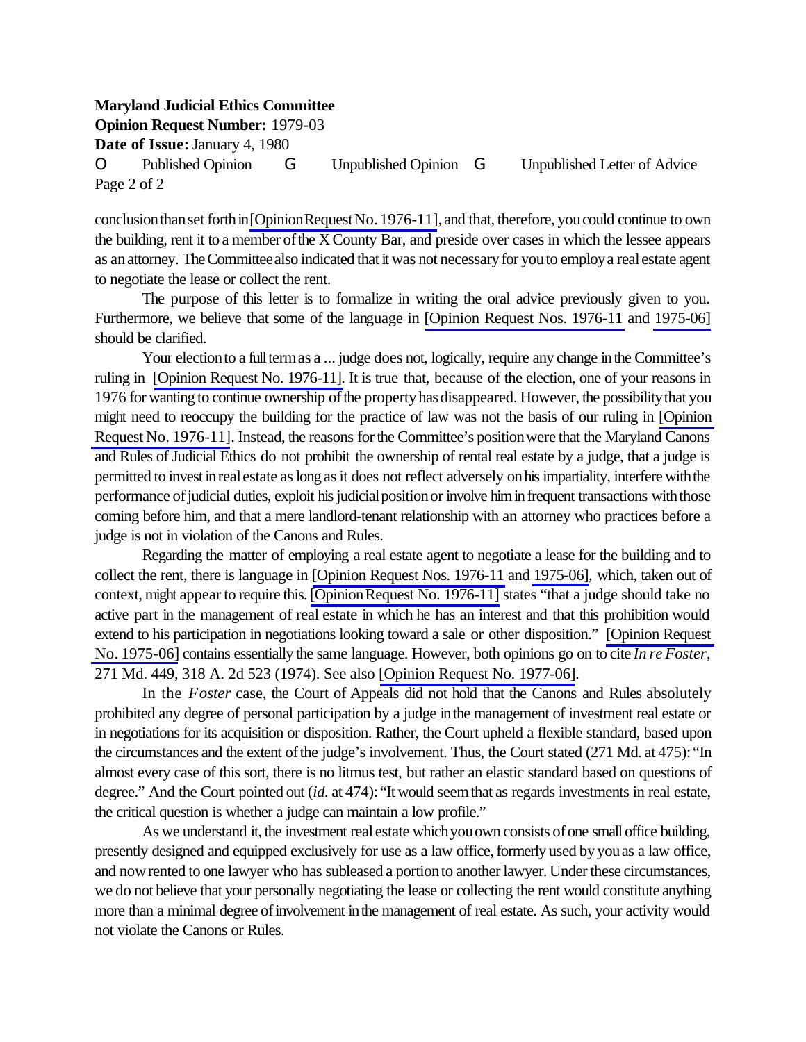conclusion than set forth in [Opinion Request No. 1976-11], and that, therefore, you could continue to own the building, rent it to a member of the X County Bar, and preside over cases in which the lessee appears as an attorney. The Committee also indicated that it was not necessary for you to employ a real estate agent to negotiate the lease or collect the rent.

The purpose of this letter is to formalize in writing the oral advice previously given to you. Furthermore, we believe that some of the language in [Opinion Request Nos. 1976-11 and 1975-06] should be clarified.

Your election to a full term as a ... judge does not, logically, require any change in the Committee's ruling in [Opinion Request No. 1976-11]. It is true that, because of the election, one of your reasons in 1976 for wanting to continue ownership of the property has disappeared. However, the possibility that you might need to reoccupy the building for the practice of law was not the basis of our ruling in [Opinion Request No. 1976-11]. Instead, the reasons for the Committee's position were that the Maryland Canons and Rules of Judicial Ethics do not prohibit the ownership of rental real estate by a judge, that a judge is permitted to invest in real estate as long as it does not reflect adversely on his impartiality, interfere with the performance of judicial duties, exploit his judicial position or involve him in frequent transactions with those coming before him, and that a mere landlord-tenant relationship with an attorney who practices before a judge is not in violation of the Canons and Rules.

Regarding the matter of employing a real estate agent to negotiate a lease for the building and to collect the rent, there is language in [Opinion Request Nos. 1976-11 and 1975-06], which, taken out of context, might appear to require this. [Opinion Request No. 1976-11] states "that a judge should take no active part in the management of real estate in which he has an interest and that this prohibition would extend to his participation in negotiations looking toward a sale or other disposition." [Opinion Request No. 1975-06] contains essentially the same language. However, both opinions go on to cite *In re Foster*, 271 Md. 449, 318 A. 2d 523 (1974). See also [Opinion Request No. 1977-06].

In the *Foster* case, the Court of Appeals did not hold that the Canons and Rules absolutely prohibited any degree of personal participation by a judge in the management of investment real estate or in negotiations for its acquisition or disposition. Rather, the Court upheld a flexible standard, based upon the circumstances and the extent of the judge's involvement. Thus, the Court stated (271 Md. at 475): "In almost every case of this sort, there is no litmus test, but rather an elastic standard based on questions of degree." And the Court pointed out (*id*. at 474): "It would seem that as regards investments in real estate, the critical question is whether a judge can maintain a low profile."

As we understand it, the investment real estate which you own consists of one small office building, presently designed and equipped exclusively for use as a law office, formerly used by you as a law office, and now rented to one lawyer who has subleased a portion to another lawyer. Under these circumstances, we do not believe that your personally negotiating the lease or collecting the rent would constitute anything more than a minimal degree of involvement in the management of real estate. As such, your activity would not violate the Canons or Rules.